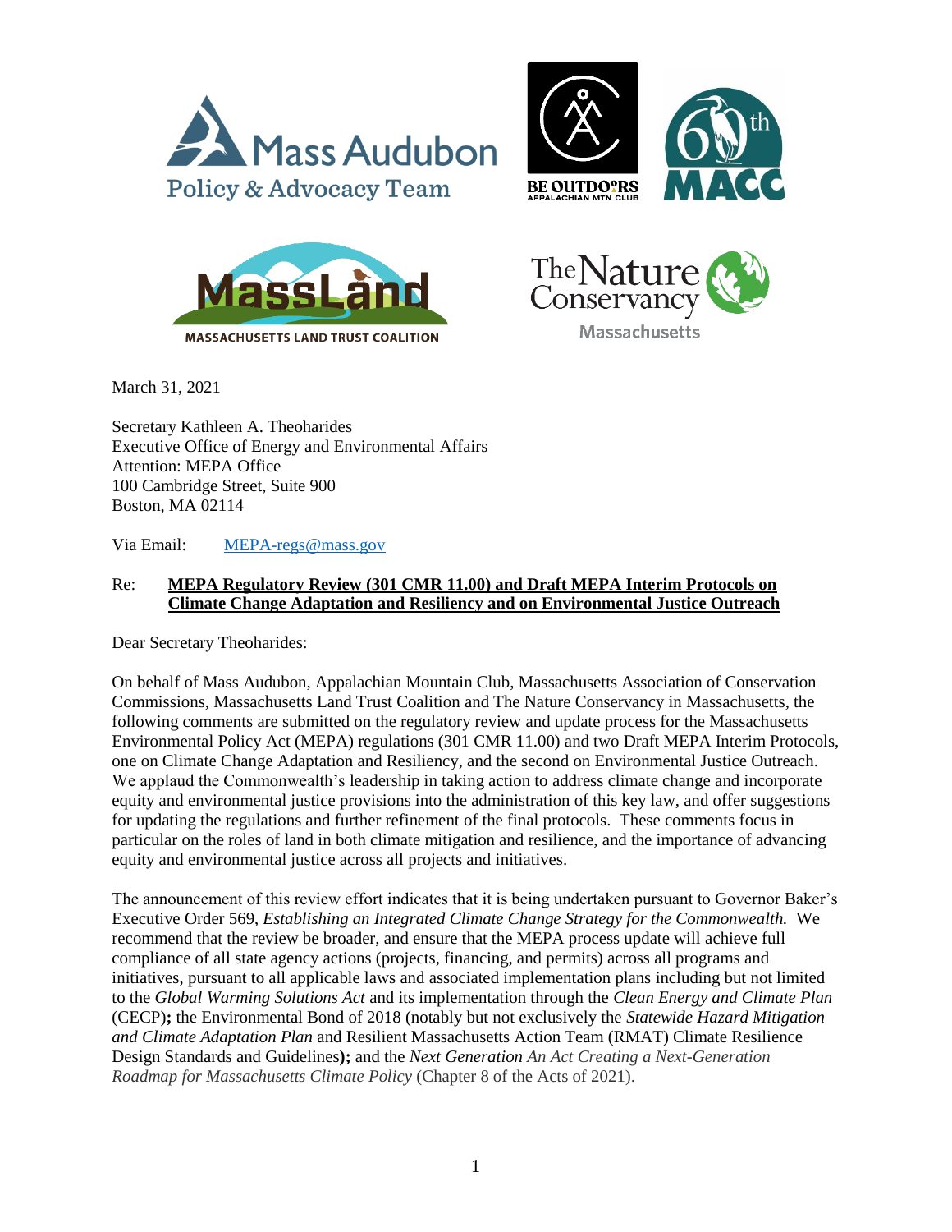Mass Audubon
Policy & Advocacy Team

BE OUTDOORS
APPALACHIAN MTN CLUB

60th MACC

MassLand
MASSACHUSETTS LAND TRUST COALITION

The Nature Conservancy
Massachusetts

March 31, 2021

Secretary Kathleen A. Theoharides
Executive Office of Energy and Environmental Affairs
Attention: MEPA Office
100 Cambridge Street, Suite 900
Boston, MA 02114

Via Email: MEPA-regs@mass.gov

Re: **MEPA Regulatory Review (301 CMR 11.00) and Draft MEPA Interim Protocols on Climate Change Adaptation and Resiliency and on Environmental Justice Outreach**

Dear Secretary Theoharides:

On behalf of Mass Audubon, Appalachian Mountain Club, Massachusetts Association of Conservation Commissions, Massachusetts Land Trust Coalition and The Nature Conservancy in Massachusetts, the following comments are submitted on the regulatory review and update process for the Massachusetts Environmental Policy Act (MEPA) regulations (301 CMR 11.00) and two Draft MEPA Interim Protocols, one on Climate Change Adaptation and Resiliency, and the second on Environmental Justice Outreach. We applaud the Commonwealth's leadership in taking action to address climate change and incorporate equity and environmental justice provisions into the administration of this key law, and offer suggestions for updating the regulations and further refinement of the final protocols. These comments focus in particular on the roles of land in both climate mitigation and resilience, and the importance of advancing equity and environmental justice across all projects and initiatives.

The announcement of this review effort indicates that it is being undertaken pursuant to Governor Baker's Executive Order 569, *Establishing an Integrated Climate Change Strategy for the Commonwealth.* We recommend that the review be broader, and ensure that the MEPA process update will achieve full compliance of all state agency actions (projects, financing, and permits) across all programs and initiatives, pursuant to all applicable laws and associated implementation plans including but not limited to the *Global Warming Solutions Act* and its implementation through the *Clean Energy and Climate Plan* (CECP)**;** the Environmental Bond of 2018 (notably but not exclusively the *Statewide Hazard Mitigation and Climate Adaptation Plan* and Resilient Massachusetts Action Team (RMAT) Climate Resilience Design Standards and Guidelines**);** and the *Next Generation An Act Creating a Next-Generation Roadmap for Massachusetts Climate Policy* (Chapter 8 of the Acts of 2021).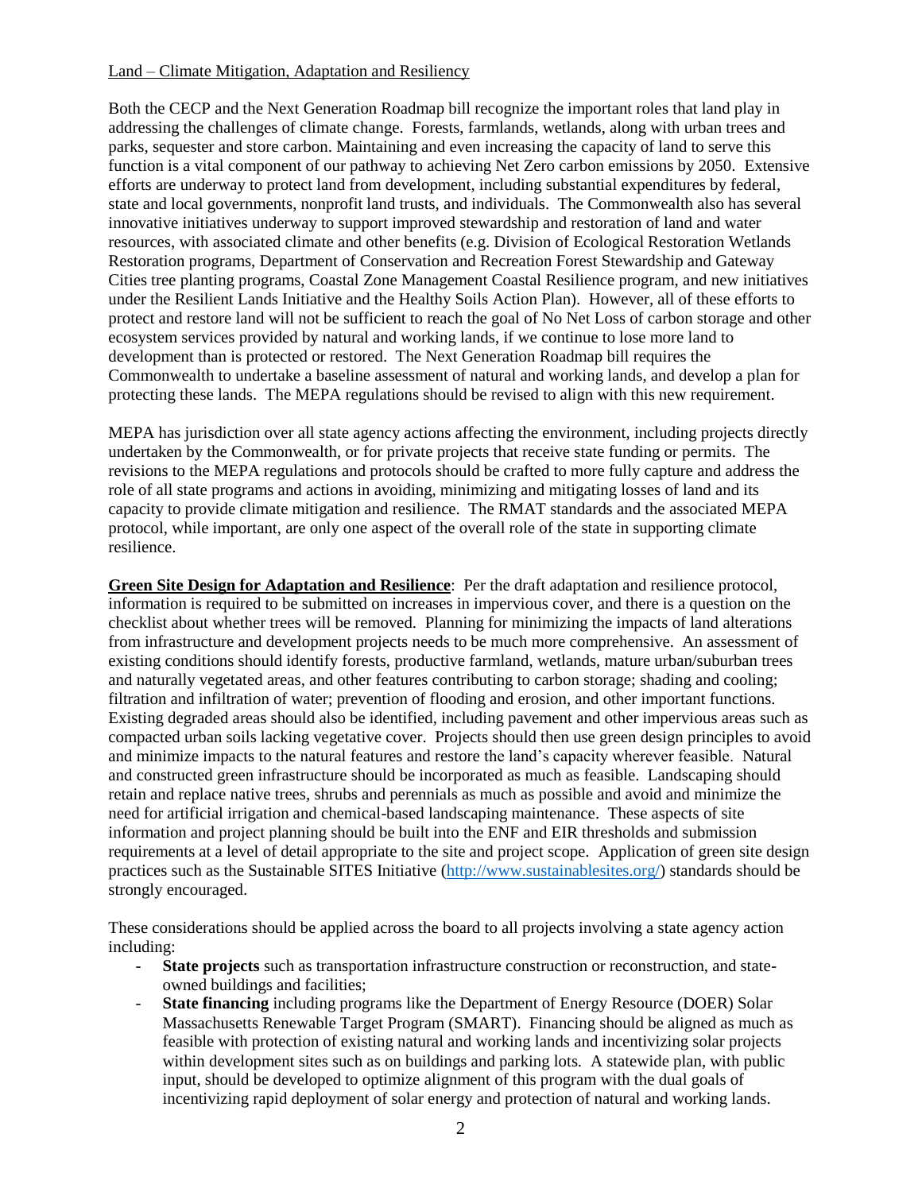Land – Climate Mitigation, Adaptation and Resiliency

Both the CECP and the Next Generation Roadmap bill recognize the important roles that land play in addressing the challenges of climate change. Forests, farmlands, wetlands, along with urban trees and parks, sequester and store carbon. Maintaining and even increasing the capacity of land to serve this function is a vital component of our pathway to achieving Net Zero carbon emissions by 2050. Extensive efforts are underway to protect land from development, including substantial expenditures by federal, state and local governments, nonprofit land trusts, and individuals. The Commonwealth also has several innovative initiatives underway to support improved stewardship and restoration of land and water resources, with associated climate and other benefits (e.g. Division of Ecological Restoration Wetlands Restoration programs, Department of Conservation and Recreation Forest Stewardship and Gateway Cities tree planting programs, Coastal Zone Management Coastal Resilience program, and new initiatives under the Resilient Lands Initiative and the Healthy Soils Action Plan). However, all of these efforts to protect and restore land will not be sufficient to reach the goal of No Net Loss of carbon storage and other ecosystem services provided by natural and working lands, if we continue to lose more land to development than is protected or restored. The Next Generation Roadmap bill requires the Commonwealth to undertake a baseline assessment of natural and working lands, and develop a plan for protecting these lands. The MEPA regulations should be revised to align with this new requirement.

MEPA has jurisdiction over all state agency actions affecting the environment, including projects directly undertaken by the Commonwealth, or for private projects that receive state funding or permits. The revisions to the MEPA regulations and protocols should be crafted to more fully capture and address the role of all state programs and actions in avoiding, minimizing and mitigating losses of land and its capacity to provide climate mitigation and resilience. The RMAT standards and the associated MEPA protocol, while important, are only one aspect of the overall role of the state in supporting climate resilience.

**Green Site Design for Adaptation and Resilience**: Per the draft adaptation and resilience protocol, information is required to be submitted on increases in impervious cover, and there is a question on the checklist about whether trees will be removed. Planning for minimizing the impacts of land alterations from infrastructure and development projects needs to be much more comprehensive. An assessment of existing conditions should identify forests, productive farmland, wetlands, mature urban/suburban trees and naturally vegetated areas, and other features contributing to carbon storage; shading and cooling; filtration and infiltration of water; prevention of flooding and erosion, and other important functions. Existing degraded areas should also be identified, including pavement and other impervious areas such as compacted urban soils lacking vegetative cover. Projects should then use green design principles to avoid and minimize impacts to the natural features and restore the land's capacity wherever feasible. Natural and constructed green infrastructure should be incorporated as much as feasible. Landscaping should retain and replace native trees, shrubs and perennials as much as possible and avoid and minimize the need for artificial irrigation and chemical-based landscaping maintenance. These aspects of site information and project planning should be built into the ENF and EIR thresholds and submission requirements at a level of detail appropriate to the site and project scope. Application of green site design practices such as the Sustainable SITES Initiative (http://www.sustainablesites.org/) standards should be strongly encouraged.

These considerations should be applied across the board to all projects involving a state agency action including:

- **State projects** such as transportation infrastructure construction or reconstruction, and state-owned buildings and facilities;
- **State financing** including programs like the Department of Energy Resource (DOER) Solar Massachusetts Renewable Target Program (SMART). Financing should be aligned as much as feasible with protection of existing natural and working lands and incentivizing solar projects within development sites such as on buildings and parking lots. A statewide plan, with public input, should be developed to optimize alignment of this program with the dual goals of incentivizing rapid deployment of solar energy and protection of natural and working lands.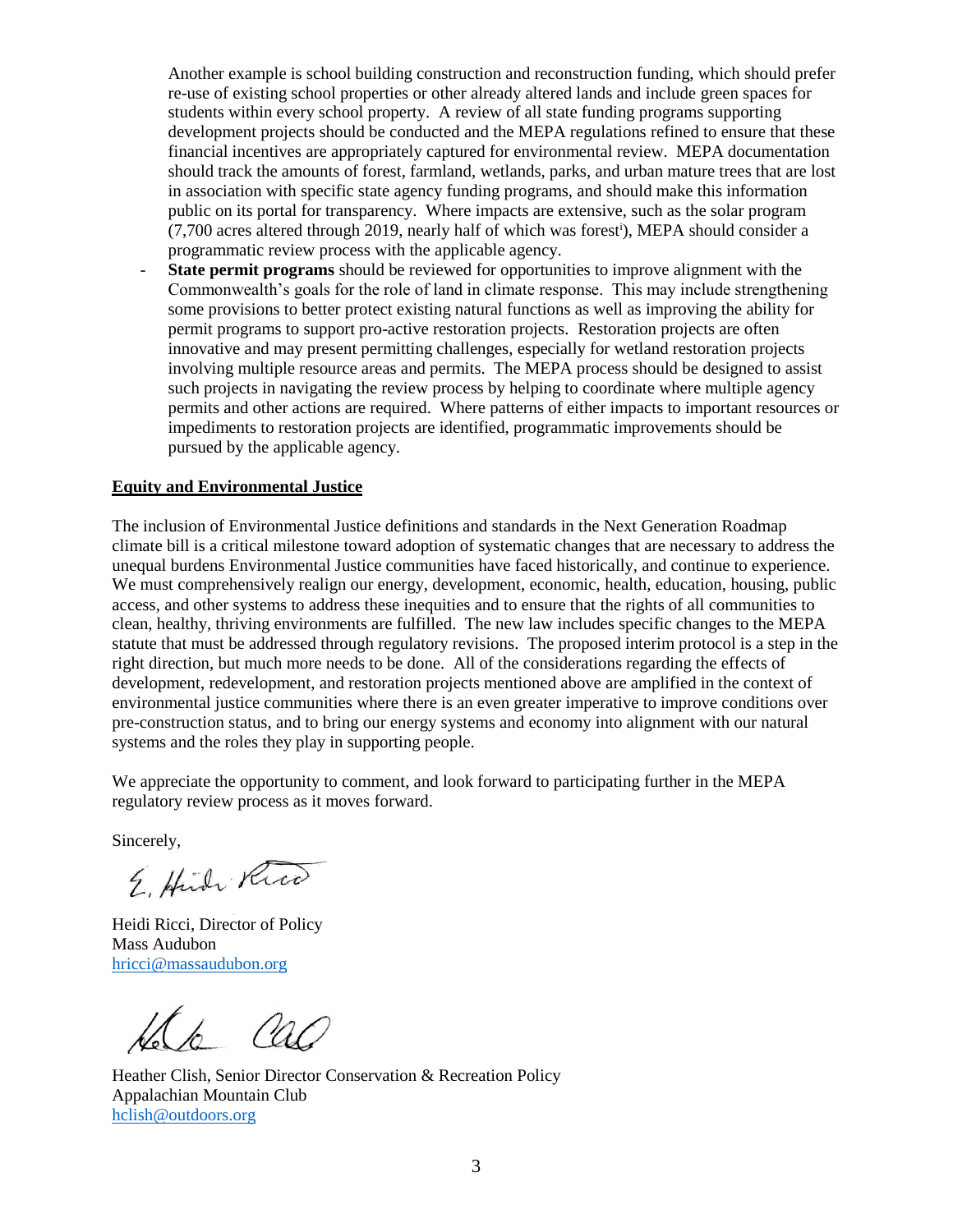Another example is school building construction and reconstruction funding, which should prefer re-use of existing school properties or other already altered lands and include green spaces for students within every school property. A review of all state funding programs supporting development projects should be conducted and the MEPA regulations refined to ensure that these financial incentives are appropriately captured for environmental review. MEPA documentation should track the amounts of forest, farmland, wetlands, parks, and urban mature trees that are lost in association with specific state agency funding programs, and should make this information public on its portal for transparency. Where impacts are extensive, such as the solar program (7,700 acres altered through 2019, nearly half of which was forest[i]), MEPA should consider a programmatic review process with the applicable agency.

- **State permit programs** should be reviewed for opportunities to improve alignment with the Commonwealth's goals for the role of land in climate response. This may include strengthening some provisions to better protect existing natural functions as well as improving the ability for permit programs to support pro-active restoration projects. Restoration projects are often innovative and may present permitting challenges, especially for wetland restoration projects involving multiple resource areas and permits. The MEPA process should be designed to assist such projects in navigating the review process by helping to coordinate where multiple agency permits and other actions are required. Where patterns of either impacts to important resources or impediments to restoration projects are identified, programmatic improvements should be pursued by the applicable agency.

**Equity and Environmental Justice**

The inclusion of Environmental Justice definitions and standards in the Next Generation Roadmap climate bill is a critical milestone toward adoption of systematic changes that are necessary to address the unequal burdens Environmental Justice communities have faced historically, and continue to experience. We must comprehensively realign our energy, development, economic, health, education, housing, public access, and other systems to address these inequities and to ensure that the rights of all communities to clean, healthy, thriving environments are fulfilled. The new law includes specific changes to the MEPA statute that must be addressed through regulatory revisions. The proposed interim protocol is a step in the right direction, but much more needs to be done. All of the considerations regarding the effects of development, redevelopment, and restoration projects mentioned above are amplified in the context of environmental justice communities where there is an even greater imperative to improve conditions over pre-construction status, and to bring our energy systems and economy into alignment with our natural systems and the roles they play in supporting people.

We appreciate the opportunity to comment, and look forward to participating further in the MEPA regulatory review process as it moves forward.

Sincerely,

Heidi Ricci, Director of Policy
Mass Audubon
hricci@massaudubon.org

Heather Clish, Senior Director Conservation & Recreation Policy
Appalachian Mountain Club
hclish@outdoors.org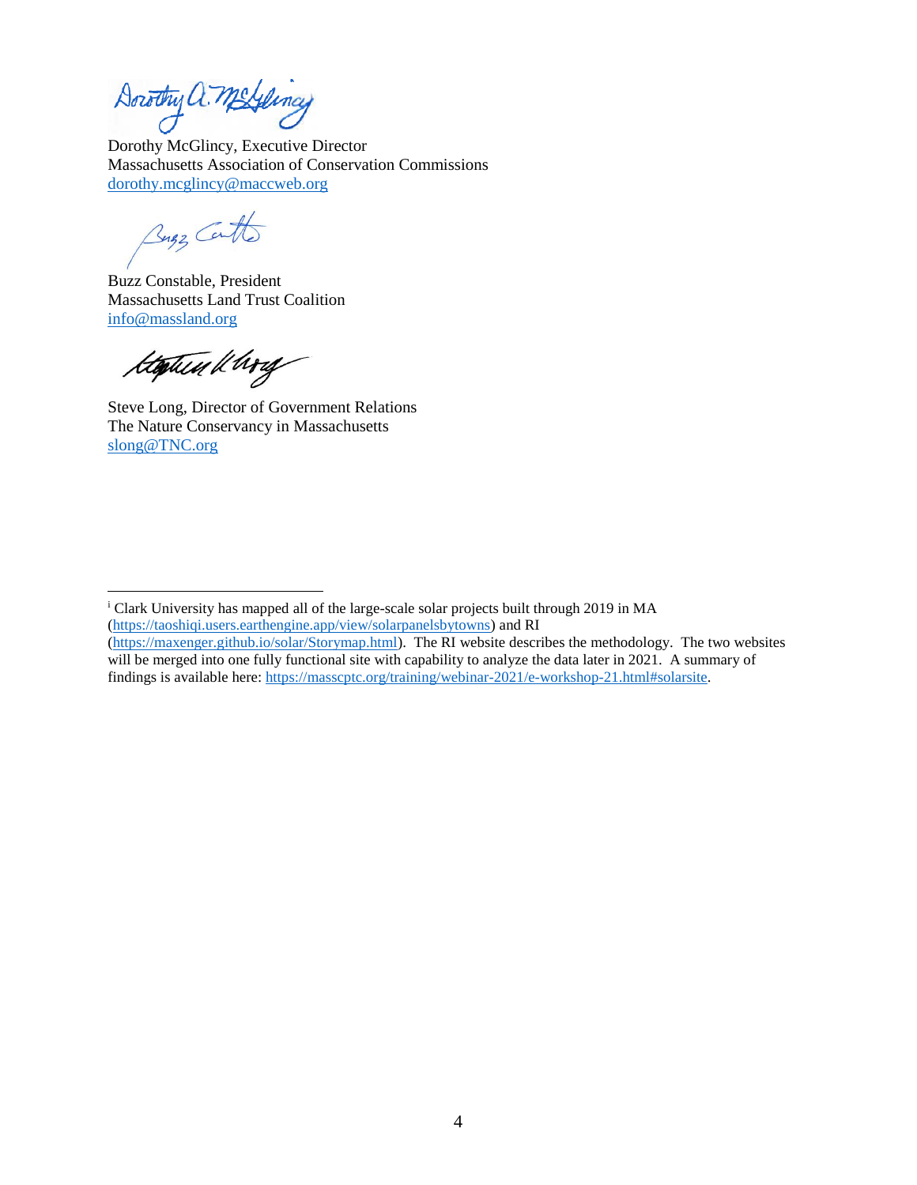Dorothy McGlincy, Executive Director
Massachusetts Association of Conservation Commissions
dorothy.mcglincy@maccweb.org

Buzz Constable, President
Massachusetts Land Trust Coalition
info@massland.org

Steve Long, Director of Government Relations
The Nature Conservancy in Massachusetts
slong@TNC.org

---

[i] Clark University has mapped all of the large-scale solar projects built through 2019 in MA (https://taoshiqi.users.earthengine.app/view/solarpanelsbytowns) and RI (https://maxenger.github.io/solar/Storymap.html). The RI website describes the methodology. The two websites will be merged into one fully functional site with capability to analyze the data later in 2021. A summary of findings is available here: https://masscptc.org/training/webinar-2021/e-workshop-21.html#solarsite.